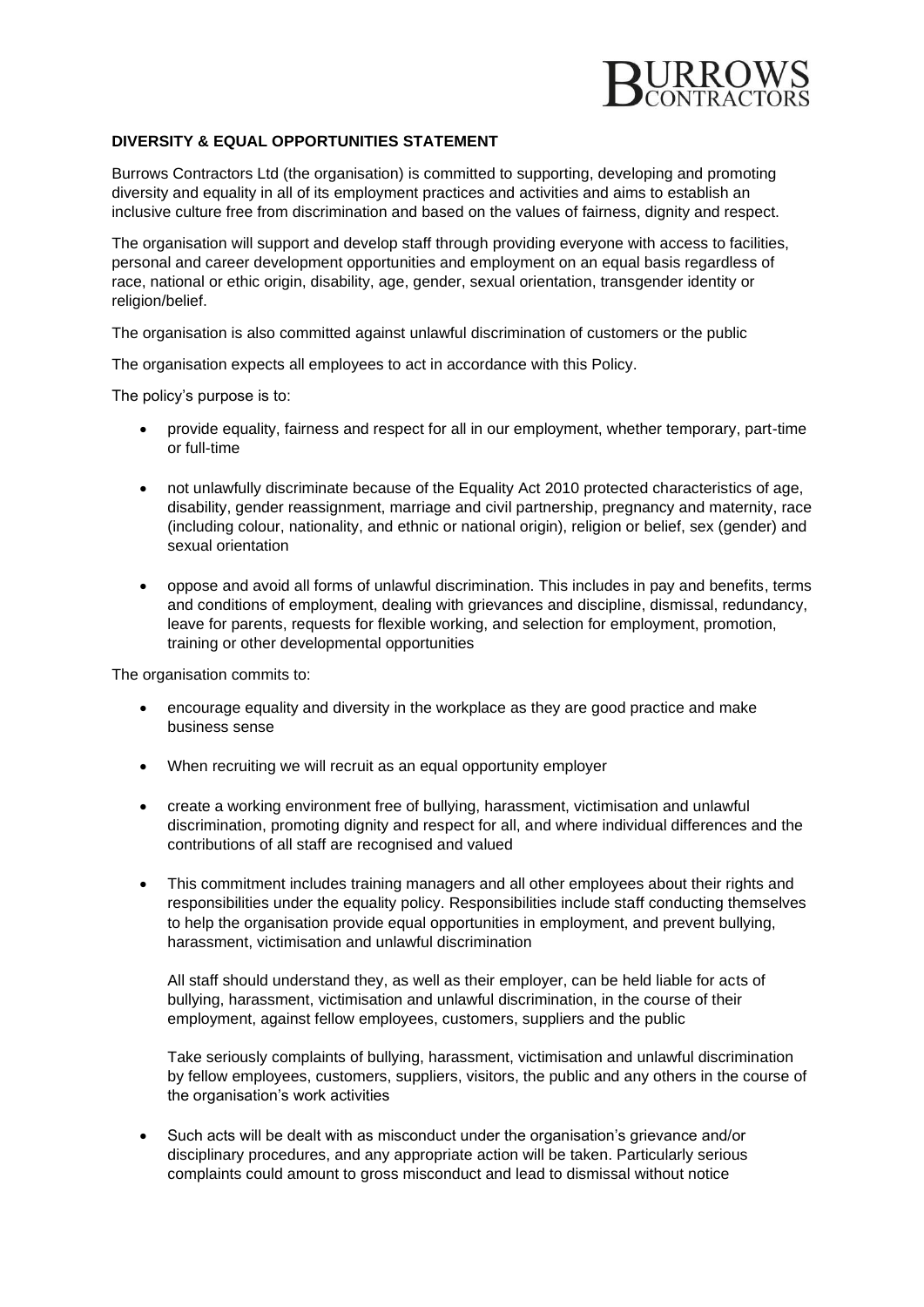BURROWS CONTRACTORS

**DIVERSITY & EQUAL OPPORTUNITIES STATEMENT**

Burrows Contractors Ltd (the organisation) is committed to supporting, developing and promoting diversity and equality in all of its employment practices and activities and aims to establish an inclusive culture free from discrimination and based on the values of fairness, dignity and respect.

The organisation will support and develop staff through providing everyone with access to facilities, personal and career development opportunities and employment on an equal basis regardless of race, national or ethic origin, disability, age, gender, sexual orientation, transgender identity or religion/belief.

The organisation is also committed against unlawful discrimination of customers or the public

The organisation expects all employees to act in accordance with this Policy.

The policy's purpose is to:

- provide equality, fairness and respect for all in our employment, whether temporary, part-time or full-time
- not unlawfully discriminate because of the Equality Act 2010 protected characteristics of age, disability, gender reassignment, marriage and civil partnership, pregnancy and maternity, race (including colour, nationality, and ethnic or national origin), religion or belief, sex (gender) and sexual orientation
- oppose and avoid all forms of unlawful discrimination. This includes in pay and benefits, terms and conditions of employment, dealing with grievances and discipline, dismissal, redundancy, leave for parents, requests for flexible working, and selection for employment, promotion, training or other developmental opportunities

The organisation commits to:

- encourage equality and diversity in the workplace as they are good practice and make business sense
- When recruiting we will recruit as an equal opportunity employer
- create a working environment free of bullying, harassment, victimisation and unlawful discrimination, promoting dignity and respect for all, and where individual differences and the contributions of all staff are recognised and valued
- This commitment includes training managers and all other employees about their rights and responsibilities under the equality policy. Responsibilities include staff conducting themselves to help the organisation provide equal opportunities in employment, and prevent bullying, harassment, victimisation and unlawful discrimination

  All staff should understand they, as well as their employer, can be held liable for acts of bullying, harassment, victimisation and unlawful discrimination, in the course of their employment, against fellow employees, customers, suppliers and the public

  Take seriously complaints of bullying, harassment, victimisation and unlawful discrimination by fellow employees, customers, suppliers, visitors, the public and any others in the course of the organisation's work activities

- Such acts will be dealt with as misconduct under the organisation's grievance and/or disciplinary procedures, and any appropriate action will be taken. Particularly serious complaints could amount to gross misconduct and lead to dismissal without notice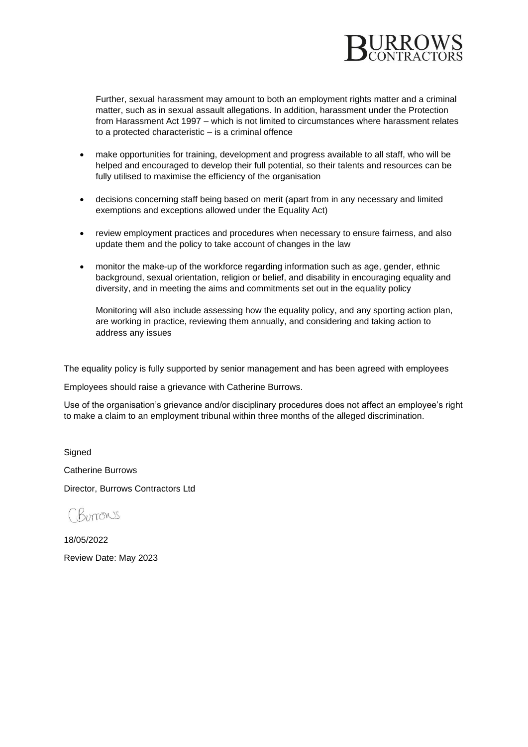Further, sexual harassment may amount to both an employment rights matter and a criminal matter, such as in sexual assault allegations. In addition, harassment under the Protection from Harassment Act 1997 – which is not limited to circumstances where harassment relates to a protected characteristic – is a criminal offence

- make opportunities for training, development and progress available to all staff, who will be helped and encouraged to develop their full potential, so their talents and resources can be fully utilised to maximise the efficiency of the organisation
- decisions concerning staff being based on merit (apart from in any necessary and limited exemptions and exceptions allowed under the Equality Act)
- review employment practices and procedures when necessary to ensure fairness, and also update them and the policy to take account of changes in the law
- monitor the make-up of the workforce regarding information such as age, gender, ethnic background, sexual orientation, religion or belief, and disability in encouraging equality and diversity, and in meeting the aims and commitments set out in the equality policy

  Monitoring will also include assessing how the equality policy, and any sporting action plan, are working in practice, reviewing them annually, and considering and taking action to address any issues

The equality policy is fully supported by senior management and has been agreed with employees

Employees should raise a grievance with Catherine Burrows.

Use of the organisation's grievance and/or disciplinary procedures does not affect an employee's right to make a claim to an employment tribunal within three months of the alleged discrimination.

Signed

Catherine Burrows

Director, Burrows Contractors Ltd

C Burrows

18/05/2022

Review Date: May 2023